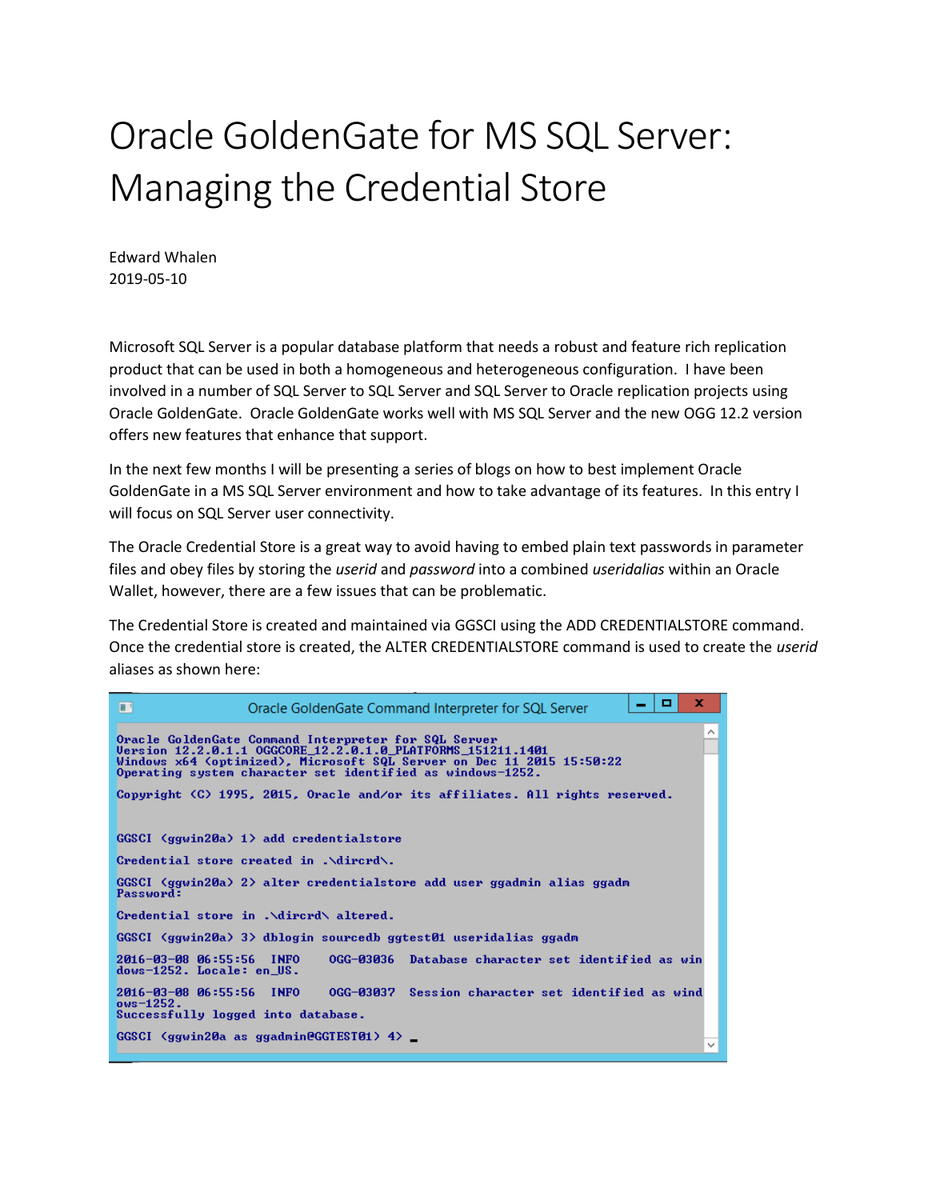# Oracle GoldenGate for MS SQL Server: Managing the Credential Store

Edward Whalen
2019-05-10

Microsoft SQL Server is a popular database platform that needs a robust and feature rich replication product that can be used in both a homogeneous and heterogeneous configuration. I have been involved in a number of SQL Server to SQL Server and SQL Server to Oracle replication projects using Oracle GoldenGate. Oracle GoldenGate works well with MS SQL Server and the new OGG 12.2 version offers new features that enhance that support.

In the next few months I will be presenting a series of blogs on how to best implement Oracle GoldenGate in a MS SQL Server environment and how to take advantage of its features. In this entry I will focus on SQL Server user connectivity.

The Oracle Credential Store is a great way to avoid having to embed plain text passwords in parameter files and obey files by storing the *userid* and *password* into a combined *useridalias* within an Oracle Wallet, however, there are a few issues that can be problematic.

The Credential Store is created and maintained via GGSCI using the ADD CREDENTIALSTORE command. Once the credential store is created, the ALTER CREDENTIALSTORE command is used to create the *userid* aliases as shown here:

```
Oracle GoldenGate Command Interpreter for SQL Server

Oracle GoldenGate Command Interpreter for SQL Server
Version 12.2.0.1.1 OGGCORE_12.2.0.1.0_PLATFORMS_151211.1401
Windows x64 (optimized), Microsoft SQL Server on Dec 11 2015 15:50:22
Operating system character set identified as windows-1252.

Copyright (C) 1995, 2015, Oracle and/or its affiliates. All rights reserved.


GGSCI (ggwin20a) 1> add credentialstore

Credential store created in .\dircrd\.

GGSCI (ggwin20a) 2> alter credentialstore add user ggadmin alias ggadm
Password:

Credential store in .\dircrd\ altered.

GGSCI (ggwin20a) 3> dblogin sourcedb ggtest01 useridalias ggadm

2016-03-08 06:55:56  INFO    OGG-03036  Database character set identified as win
dows-1252. Locale: en_US.

2016-03-08 06:55:56  INFO    OGG-03037  Session character set identified as wind
ows-1252.
Successfully logged into database.

GGSCI (ggwin20a as ggadmin@GGTEST01) 4> _
```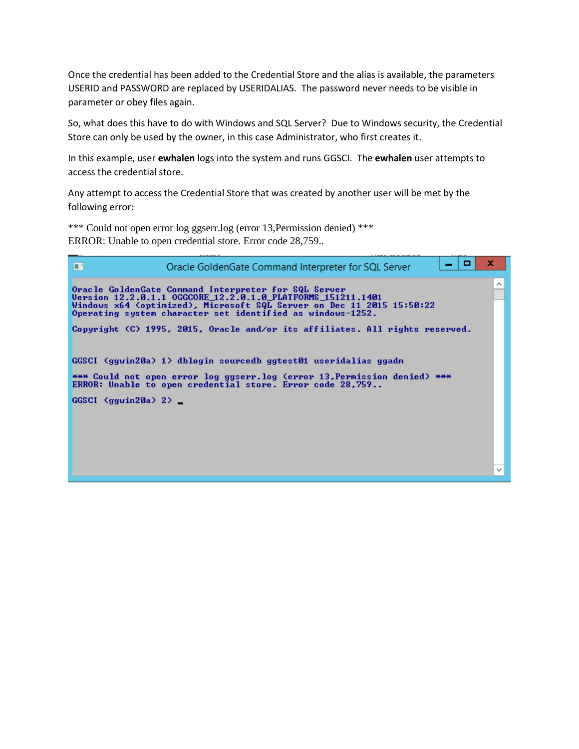Once the credential has been added to the Credential Store and the alias is available, the parameters USERID and PASSWORD are replaced by USERIDALIAS. The password never needs to be visible in parameter or obey files again.

So, what does this have to do with Windows and SQL Server? Due to Windows security, the Credential Store can only be used by the owner, in this case Administrator, who first creates it.

In this example, user **ewhalen** logs into the system and runs GGSCI. The **ewhalen** user attempts to access the credential store.

Any attempt to access the Credential Store that was created by another user will be met by the following error:

```
*** Could not open error log ggserr.log (error 13,Permission denied) ***
ERROR: Unable to open credential store. Error code 28,759..
```

```
Oracle GoldenGate Command Interpreter for SQL Server

Oracle GoldenGate Command Interpreter for SQL Server
Version 12.2.0.1.1 OGGCORE_12.2.0.1.0_PLATFORMS_151211.1401
Windows x64 (optimized), Microsoft SQL Server on Dec 11 2015 15:50:22
Operating system character set identified as windows-1252.

Copyright (C) 1995, 2015, Oracle and/or its affiliates. All rights reserved.


GGSCI (ggwin20a) 1> dblogin sourcedb ggtest01 useridalias ggadm

*** Could not open error log ggserr.log (error 13,Permission denied) ***
ERROR: Unable to open credential store. Error code 28,759..

GGSCI (ggwin20a) 2> _
```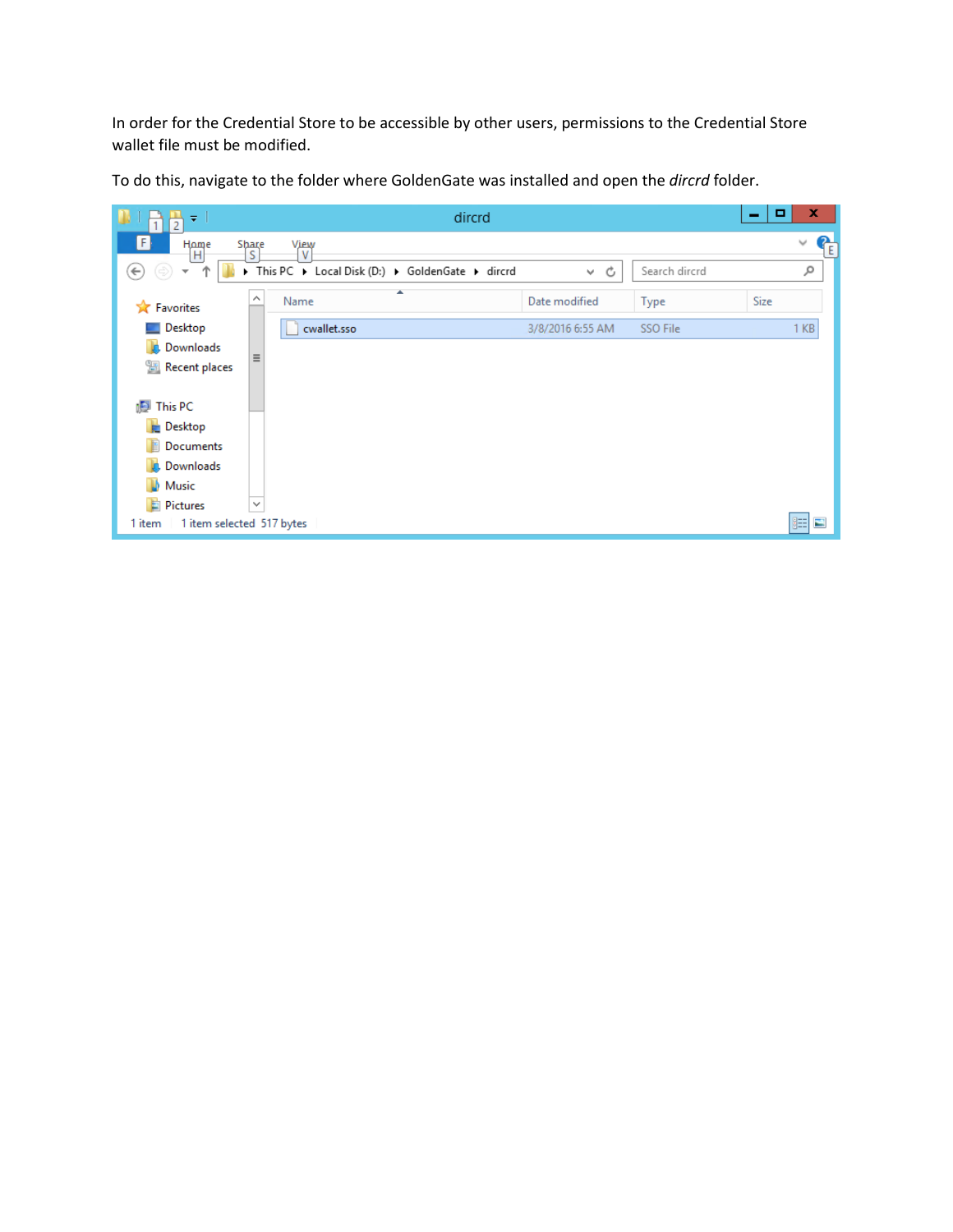In order for the Credential Store to be accessible by other users, permissions to the Credential Store wallet file must be modified.

To do this, navigate to the folder where GoldenGate was installed and open the *dircrd* folder.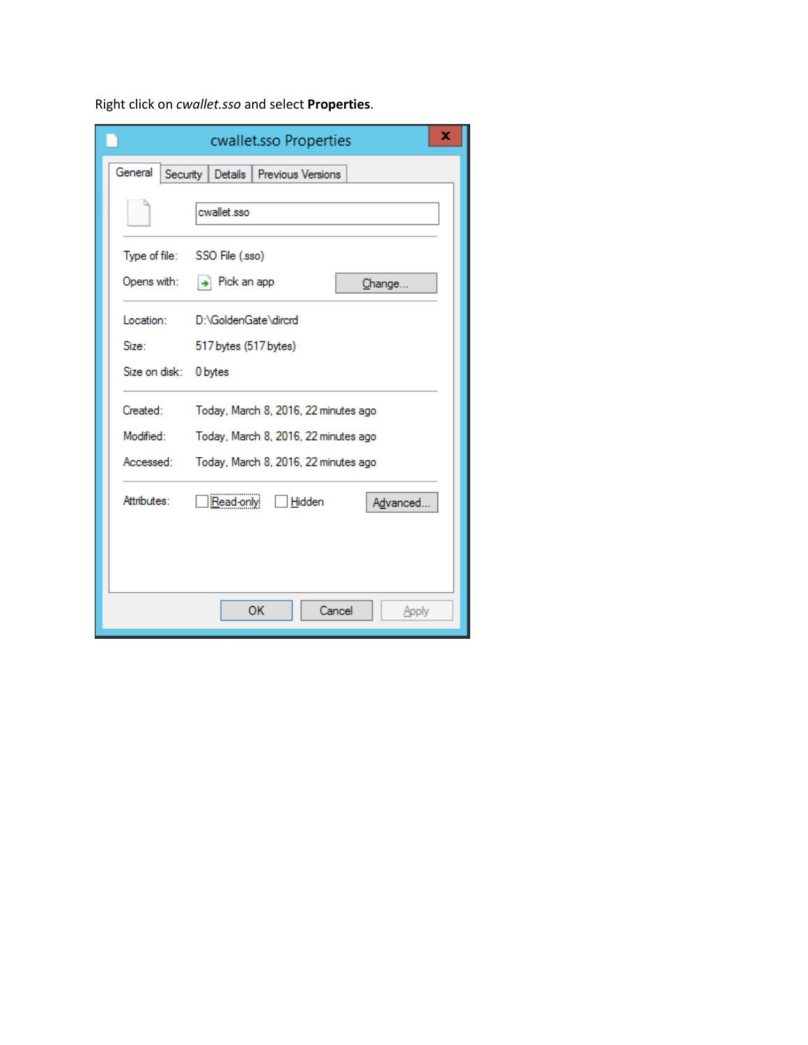Right click on *cwallet.sso* and select **Properties**.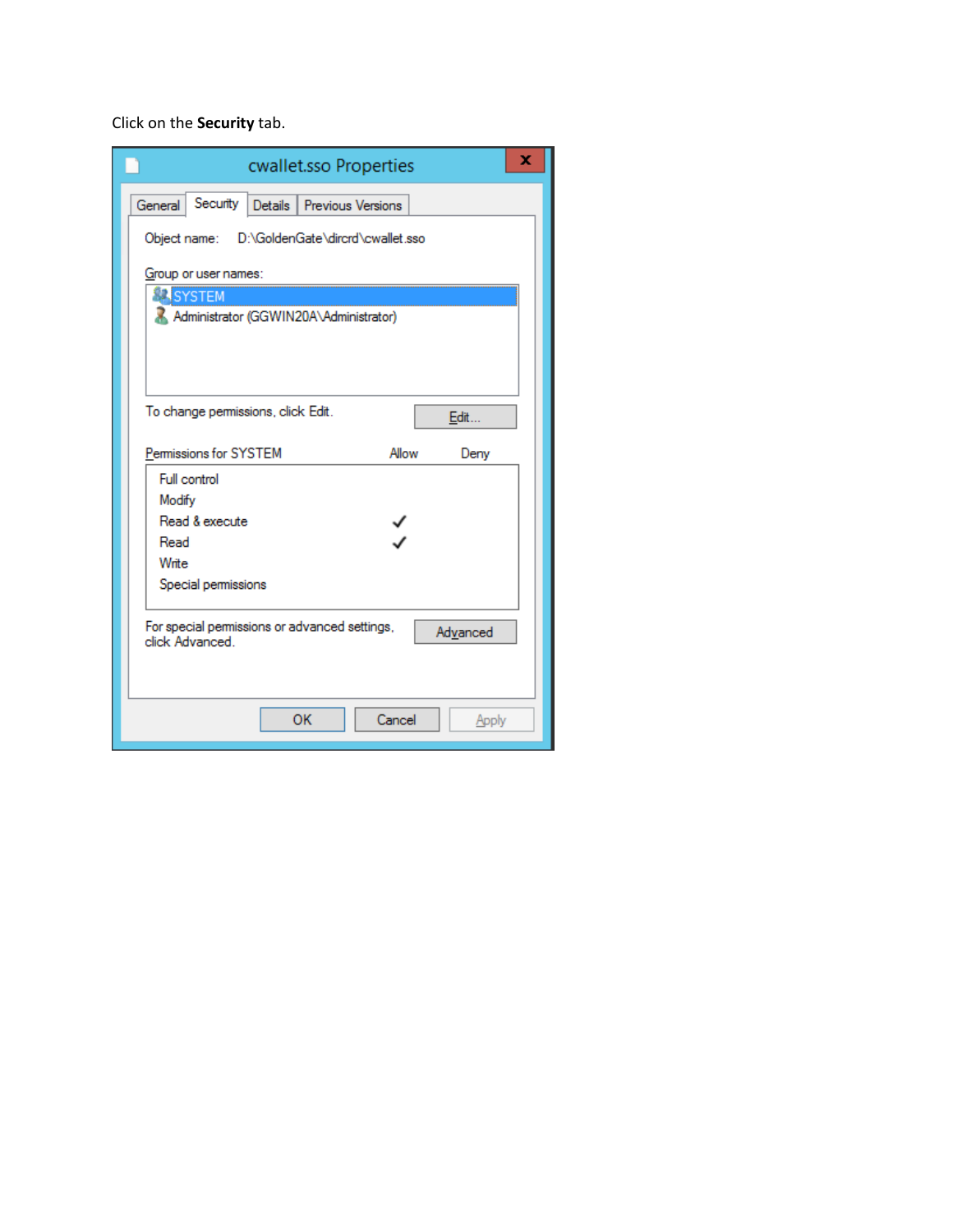Click on the **Security** tab.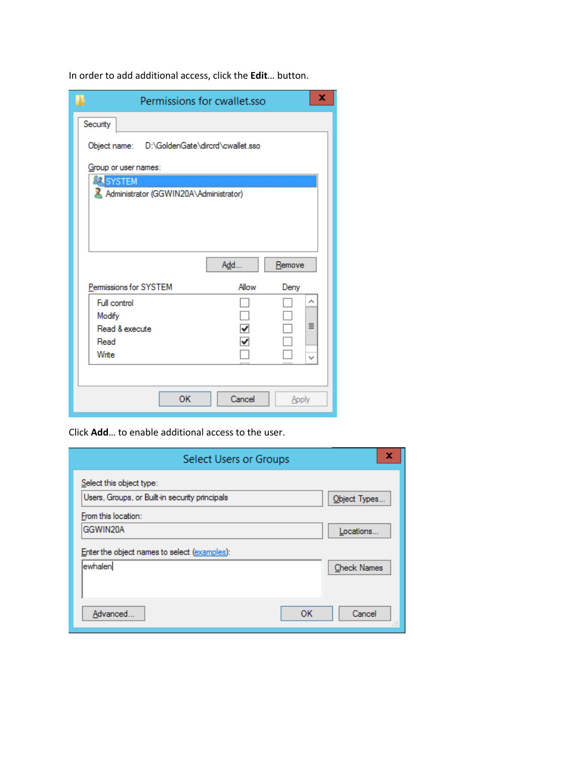In order to add additional access, click the **Edit**… button.

Click **Add**… to enable additional access to the user.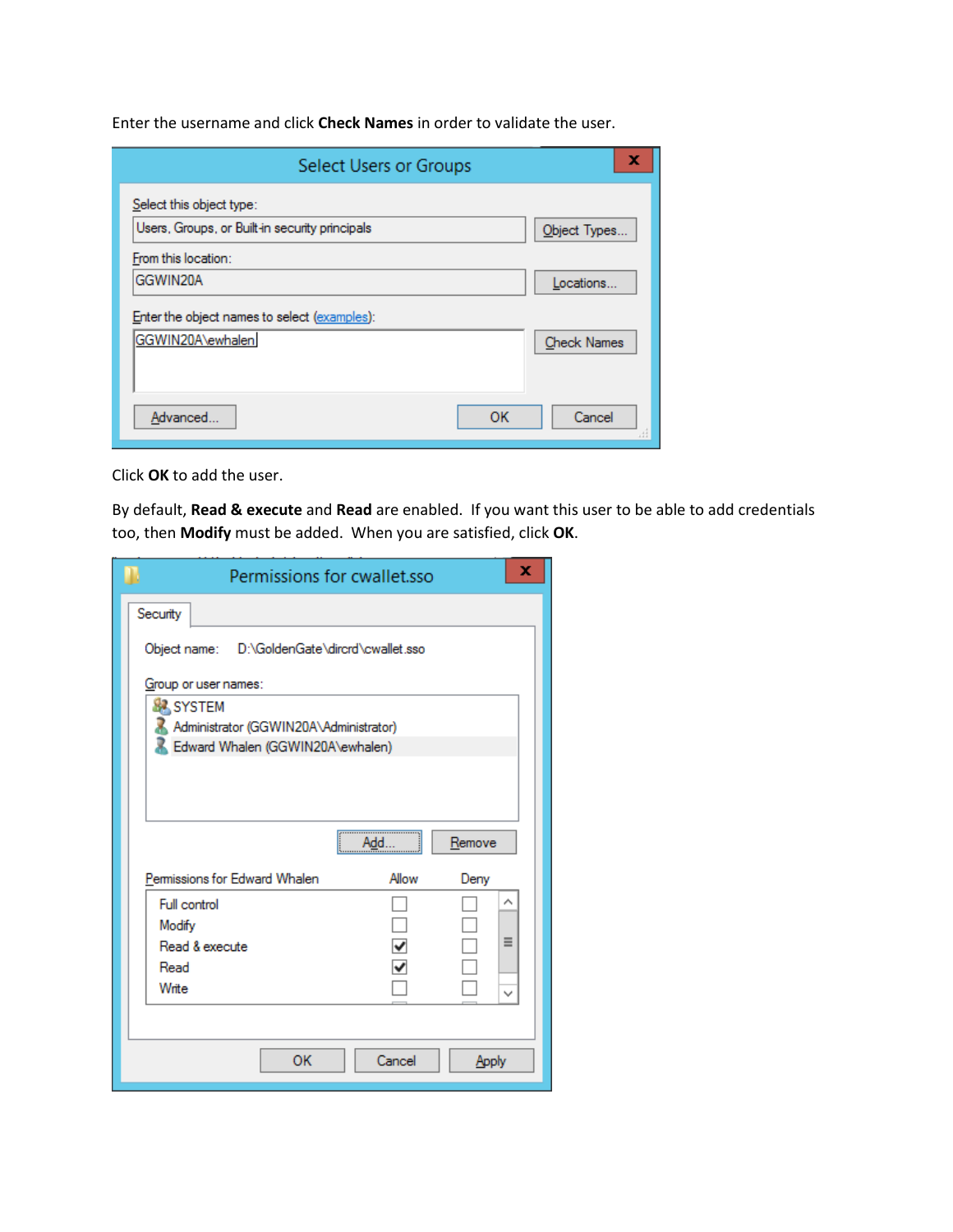Enter the username and click **Check Names** in order to validate the user.

Click **OK** to add the user.

By default, **Read & execute** and **Read** are enabled. If you want this user to be able to add credentials too, then **Modify** must be added. When you are satisfied, click **OK**.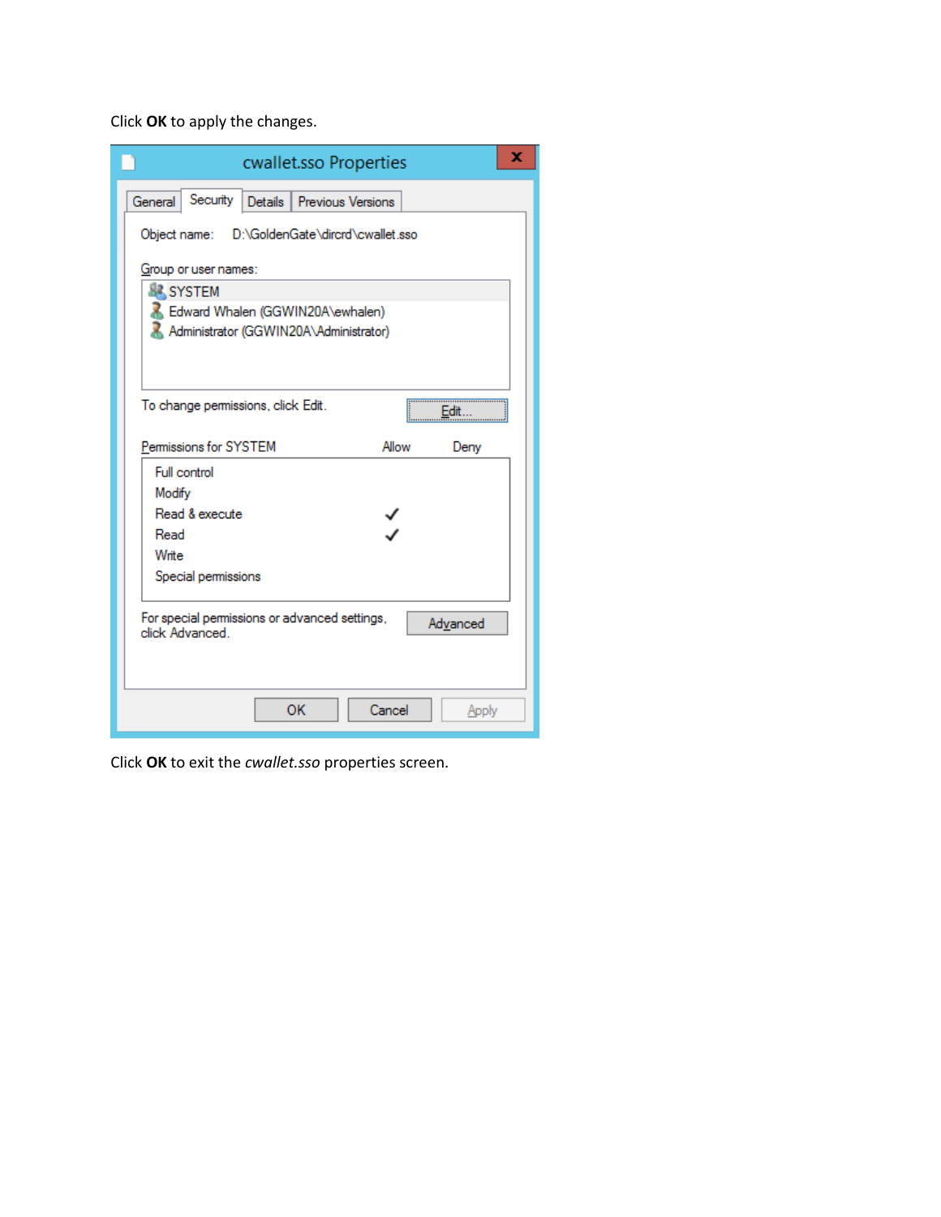Click **OK** to apply the changes.

Click **OK** to exit the *cwallet.sso* properties screen.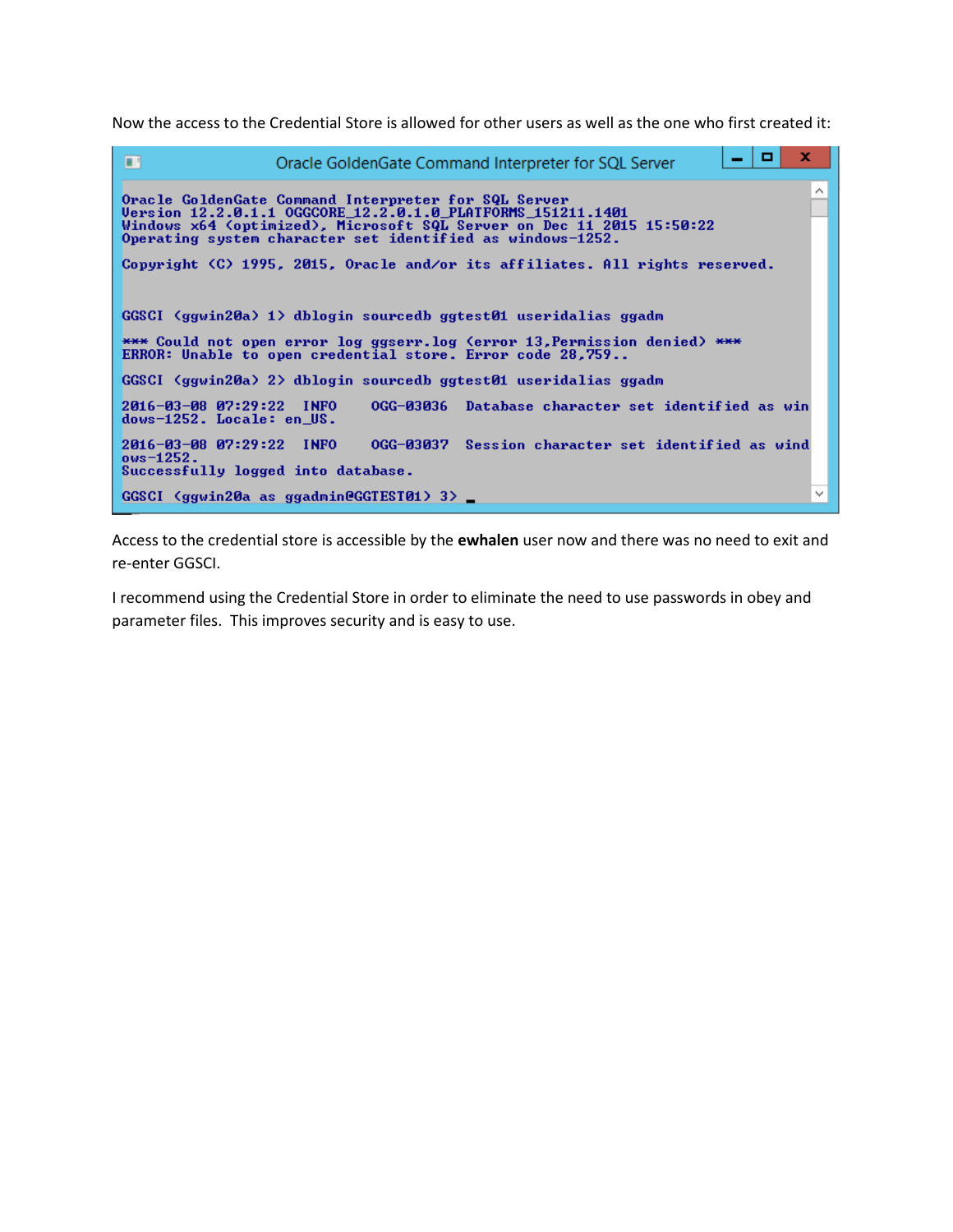Now the access to the Credential Store is allowed for other users as well as the one who first created it:

```
Oracle GoldenGate Command Interpreter for SQL Server
Version 12.2.0.1.1 OGGCORE_12.2.0.1.0_PLATFORMS_151211.1401
Windows x64 (optimized), Microsoft SQL Server on Dec 11 2015 15:50:22
Operating system character set identified as windows-1252.

Copyright (C) 1995, 2015, Oracle and/or its affiliates. All rights reserved.


GGSCI (ggwin20a) 1> dblogin sourcedb ggtest01 useridalias ggadm

*** Could not open error log ggserr.log (error 13,Permission denied) ***
ERROR: Unable to open credential store. Error code 28,759..

GGSCI (ggwin20a) 2> dblogin sourcedb ggtest01 useridalias ggadm

2016-03-08 07:29:22  INFO    OGG-03036  Database character set identified as windows-1252. Locale: en_US.

2016-03-08 07:29:22  INFO    OGG-03037  Session character set identified as windows-1252.
Successfully logged into database.

GGSCI (ggwin20a as ggadmin@GGTEST01) 3> _
```

Access to the credential store is accessible by the **ewhalen** user now and there was no need to exit and re-enter GGSCI.

I recommend using the Credential Store in order to eliminate the need to use passwords in obey and parameter files. This improves security and is easy to use.